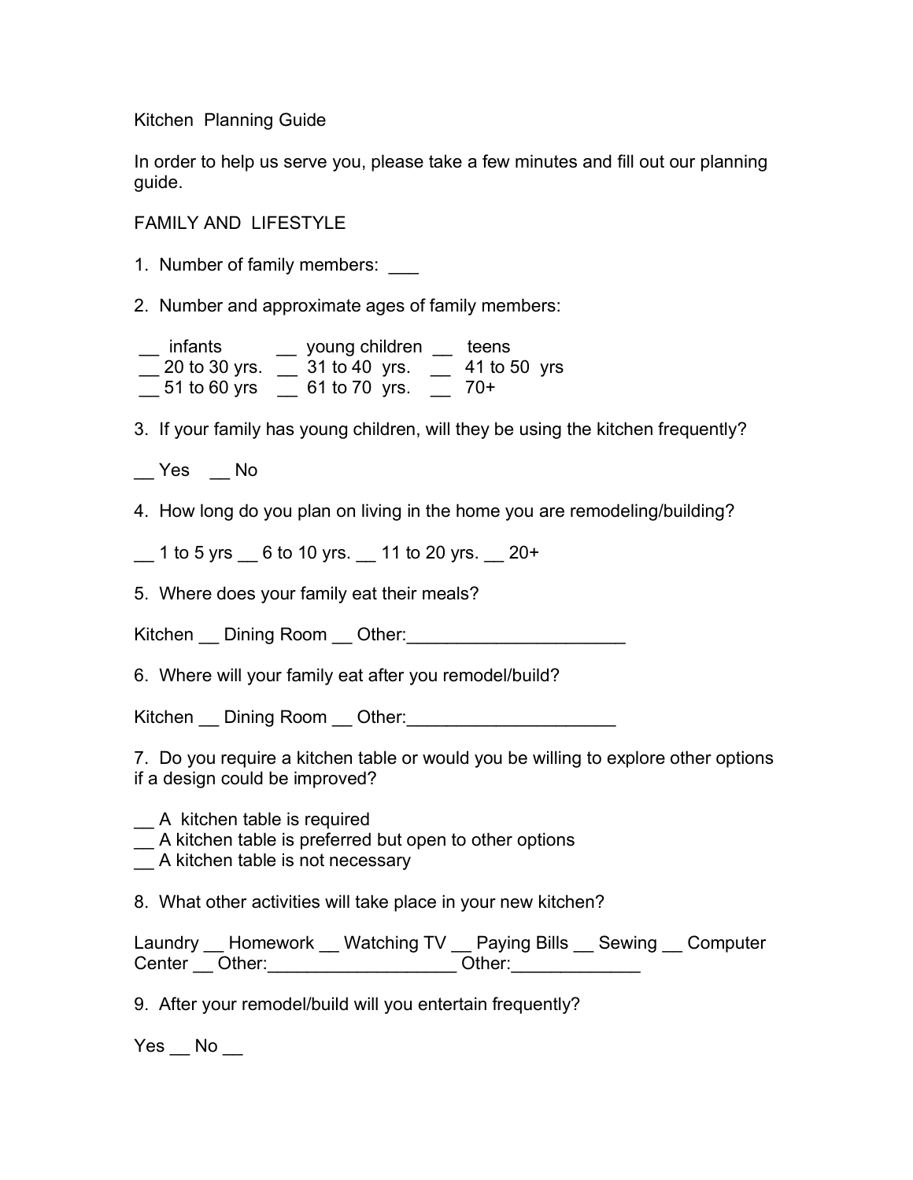# Kitchen Planning Guide

In order to help us serve you, please take a few minutes and fill out our planning guide.

## FAMILY AND LIFESTYLE

1. Number of family members: ___

2. Number and approximate ages of family members:

__ infants __ young children __ teens
__ 20 to 30 yrs. __ 31 to 40 yrs. __ 41 to 50 yrs
__ 51 to 60 yrs __ 61 to 70 yrs. __ 70+

3. If your family has young children, will they be using the kitchen frequently?

__ Yes __ No

4. How long do you plan on living in the home you are remodeling/building?

__ 1 to 5 yrs __ 6 to 10 yrs. __ 11 to 20 yrs. __ 20+

5. Where does your family eat their meals?

Kitchen __ Dining Room __ Other:______________________

6. Where will your family eat after you remodel/build?

Kitchen __ Dining Room __ Other:_____________________

7. Do you require a kitchen table or would you be willing to explore other options if a design could be improved?

__ A kitchen table is required
__ A kitchen table is preferred but open to other options
__ A kitchen table is not necessary

8. What other activities will take place in your new kitchen?

Laundry __ Homework __ Watching TV __ Paying Bills __ Sewing __ Computer Center __ Other:___________________ Other:_____________

9. After your remodel/build will you entertain frequently?

Yes __ No __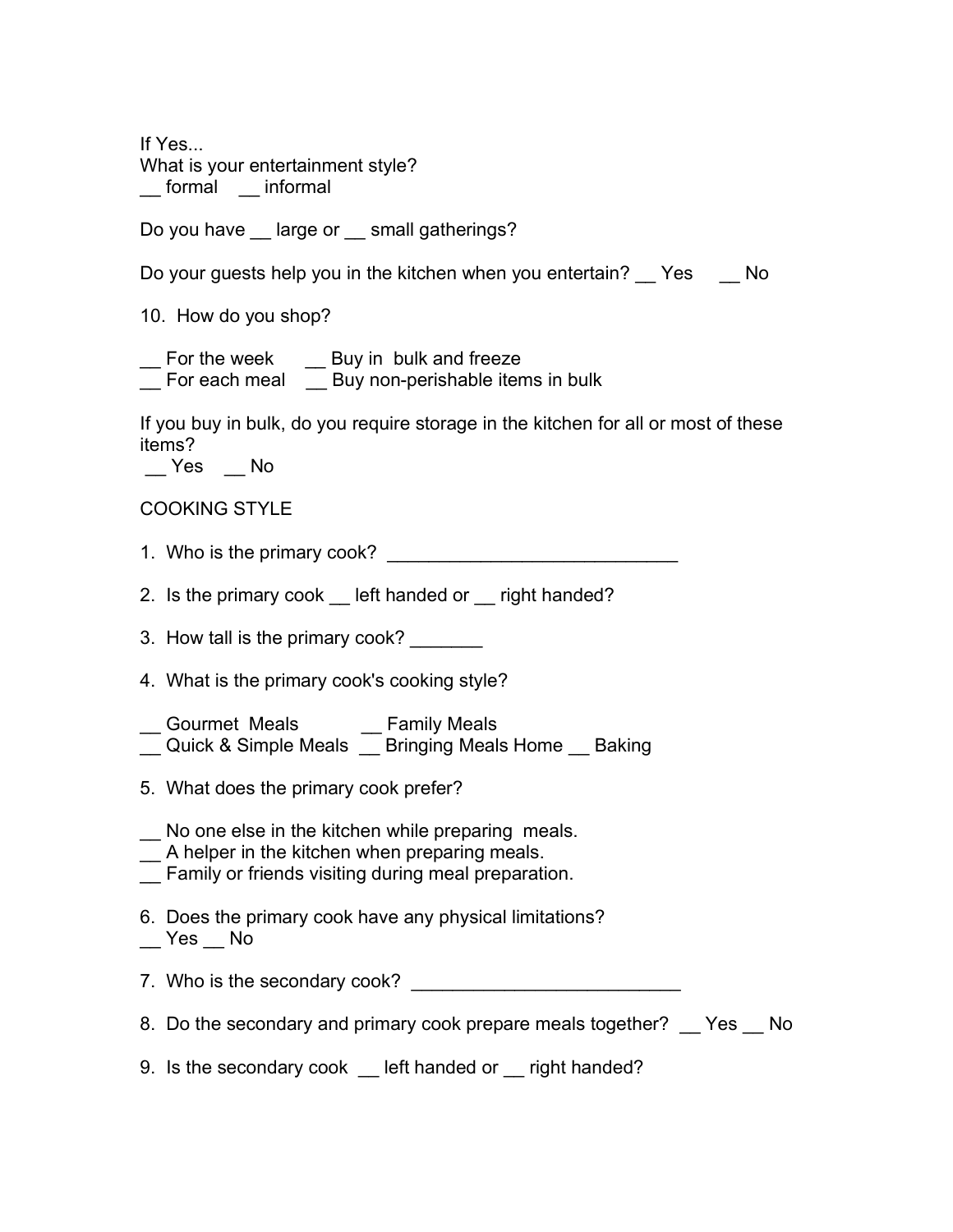If Yes...
What is your entertainment style?
__ formal __ informal

Do you have __ large or __ small gatherings?

Do your guests help you in the kitchen when you entertain? __ Yes __ No

10. How do you shop?

__ For the week __ Buy in bulk and freeze
__ For each meal __ Buy non-perishable items in bulk

If you buy in bulk, do you require storage in the kitchen for all or most of these items?
__ Yes __ No

COOKING STYLE

1. Who is the primary cook? ____________________________

2. Is the primary cook __ left handed or __ right handed?

3. How tall is the primary cook? _______

4. What is the primary cook's cooking style?

__ Gourmet Meals __ Family Meals
__ Quick & Simple Meals __ Bringing Meals Home __ Baking

5. What does the primary cook prefer?

__ No one else in the kitchen while preparing meals.
__ A helper in the kitchen when preparing meals.
__ Family or friends visiting during meal preparation.

6. Does the primary cook have any physical limitations?
__ Yes __ No

7. Who is the secondary cook? __________________________

8. Do the secondary and primary cook prepare meals together? __ Yes __ No

9. Is the secondary cook __ left handed or __ right handed?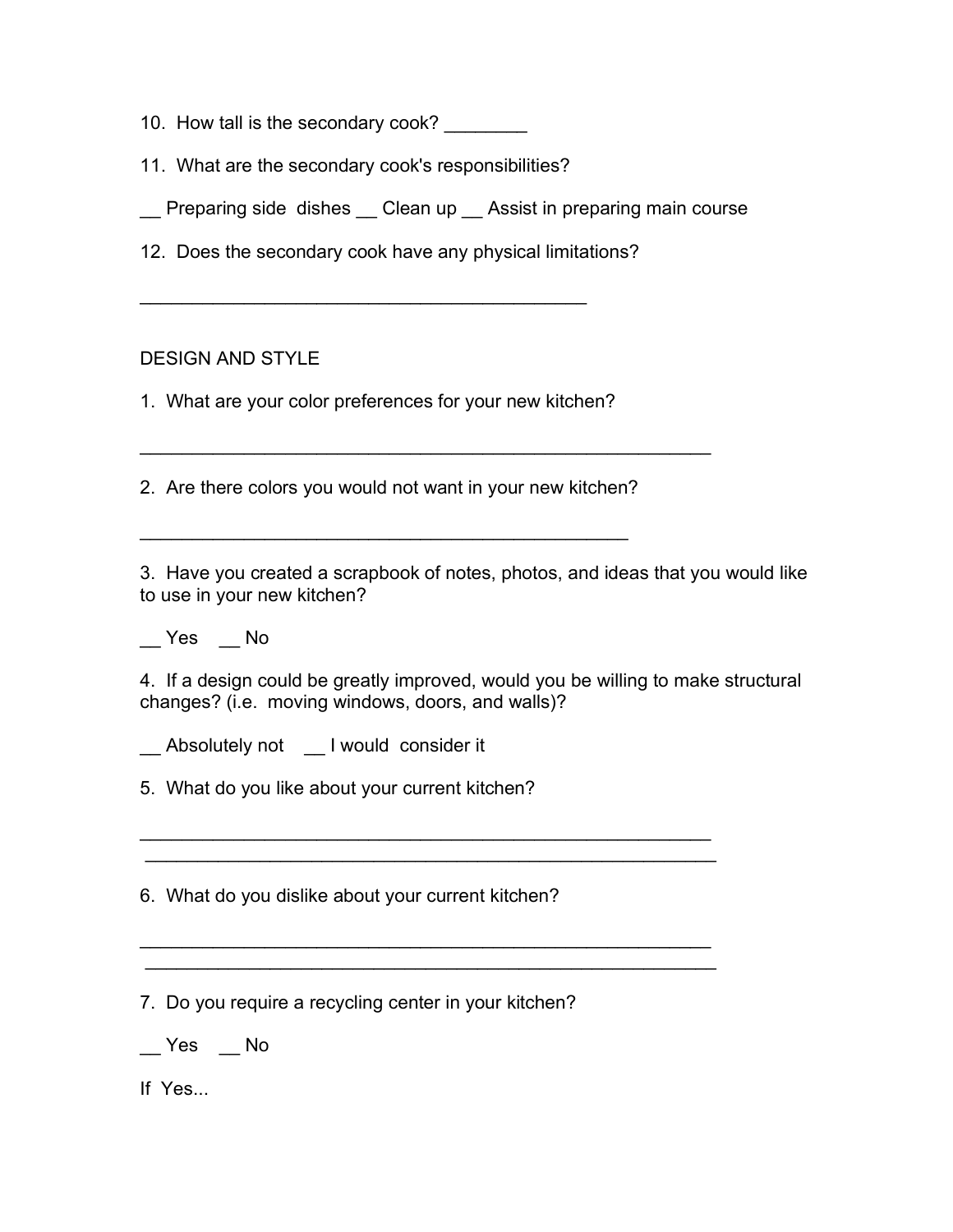10. How tall is the secondary cook? ________

11. What are the secondary cook's responsibilities?

__ Preparing side dishes __ Clean up __ Assist in preparing main course

12. Does the secondary cook have any physical limitations?

____________________________________________

## DESIGN AND STYLE

1. What are your color preferences for your new kitchen?

________________________________________________________

2. Are there colors you would not want in your new kitchen?

________________________________________________

3. Have you created a scrapbook of notes, photos, and ideas that you would like to use in your new kitchen?

__ Yes __ No

4. If a design could be greatly improved, would you be willing to make structural changes? (i.e. moving windows, doors, and walls)?

__ Absolutely not __ I would consider it

5. What do you like about your current kitchen?

________________________________________________________
________________________________________________________

6. What do you dislike about your current kitchen?

________________________________________________________
________________________________________________________

7. Do you require a recycling center in your kitchen?

__ Yes __ No

If Yes...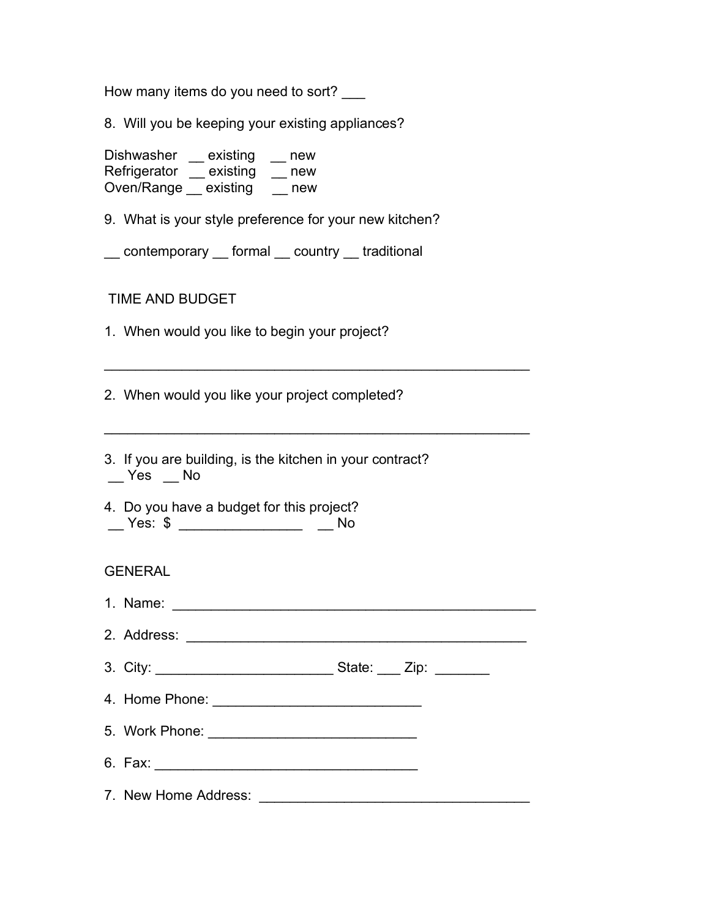How many items do you need to sort? ___

8. Will you be keeping your existing appliances?

Dishwasher __ existing __ new
Refrigerator __ existing __ new
Oven/Range __ existing __ new

9. What is your style preference for your new kitchen?

__ contemporary __ formal __ country __ traditional

## TIME AND BUDGET

1. When would you like to begin your project?

_______________________________________________________

2. When would you like your project completed?

_______________________________________________________

3. If you are building, is the kitchen in your contract?
__ Yes __ No

4. Do you have a budget for this project?
__ Yes: $ ________________ __ No

## GENERAL

1. Name: _______________________________________________

2. Address: ____________________________________________

3. City: ______________________ State: ___ Zip: _______

4. Home Phone: __________________________

5. Work Phone: __________________________

6. Fax: _________________________________

7. New Home Address: __________________________________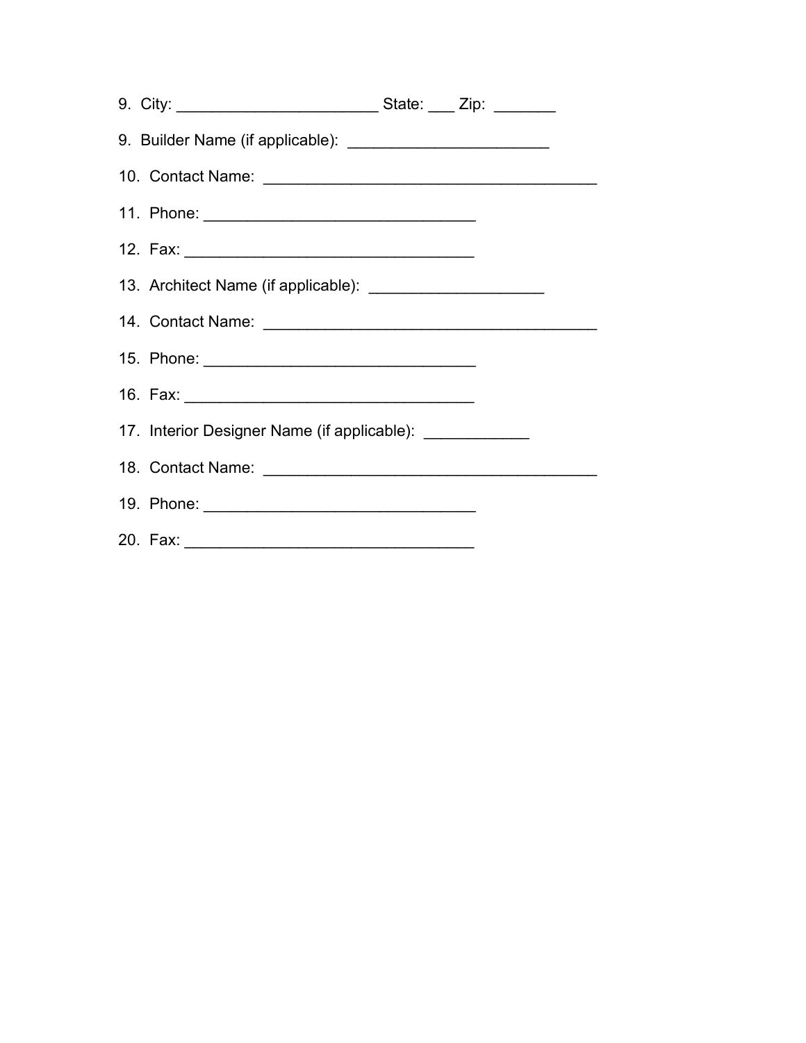9. City: \_\_\_\_\_\_\_\_\_\_\_\_\_\_\_\_\_\_\_\_\_\_\_ State: \_\_\_ Zip: \_\_\_\_\_\_\_

9. Builder Name (if applicable): \_\_\_\_\_\_\_\_\_\_\_\_\_\_\_\_\_\_\_\_\_\_\_

10. Contact Name: \_\_\_\_\_\_\_\_\_\_\_\_\_\_\_\_\_\_\_\_\_\_\_\_\_\_\_\_\_\_\_\_\_\_\_\_\_\_

11. Phone: \_\_\_\_\_\_\_\_\_\_\_\_\_\_\_\_\_\_\_\_\_\_\_\_\_\_\_\_\_\_\_

12. Fax: \_\_\_\_\_\_\_\_\_\_\_\_\_\_\_\_\_\_\_\_\_\_\_\_\_\_\_\_\_\_\_\_\_

13. Architect Name (if applicable): \_\_\_\_\_\_\_\_\_\_\_\_\_\_\_\_\_\_\_\_

14. Contact Name: \_\_\_\_\_\_\_\_\_\_\_\_\_\_\_\_\_\_\_\_\_\_\_\_\_\_\_\_\_\_\_\_\_\_\_\_\_\_

15. Phone: \_\_\_\_\_\_\_\_\_\_\_\_\_\_\_\_\_\_\_\_\_\_\_\_\_\_\_\_\_\_\_

16. Fax: \_\_\_\_\_\_\_\_\_\_\_\_\_\_\_\_\_\_\_\_\_\_\_\_\_\_\_\_\_\_\_\_\_

17. Interior Designer Name (if applicable): \_\_\_\_\_\_\_\_\_\_\_\_

18. Contact Name: \_\_\_\_\_\_\_\_\_\_\_\_\_\_\_\_\_\_\_\_\_\_\_\_\_\_\_\_\_\_\_\_\_\_\_\_\_\_

19. Phone: \_\_\_\_\_\_\_\_\_\_\_\_\_\_\_\_\_\_\_\_\_\_\_\_\_\_\_\_\_\_\_

20. Fax: \_\_\_\_\_\_\_\_\_\_\_\_\_\_\_\_\_\_\_\_\_\_\_\_\_\_\_\_\_\_\_\_\_